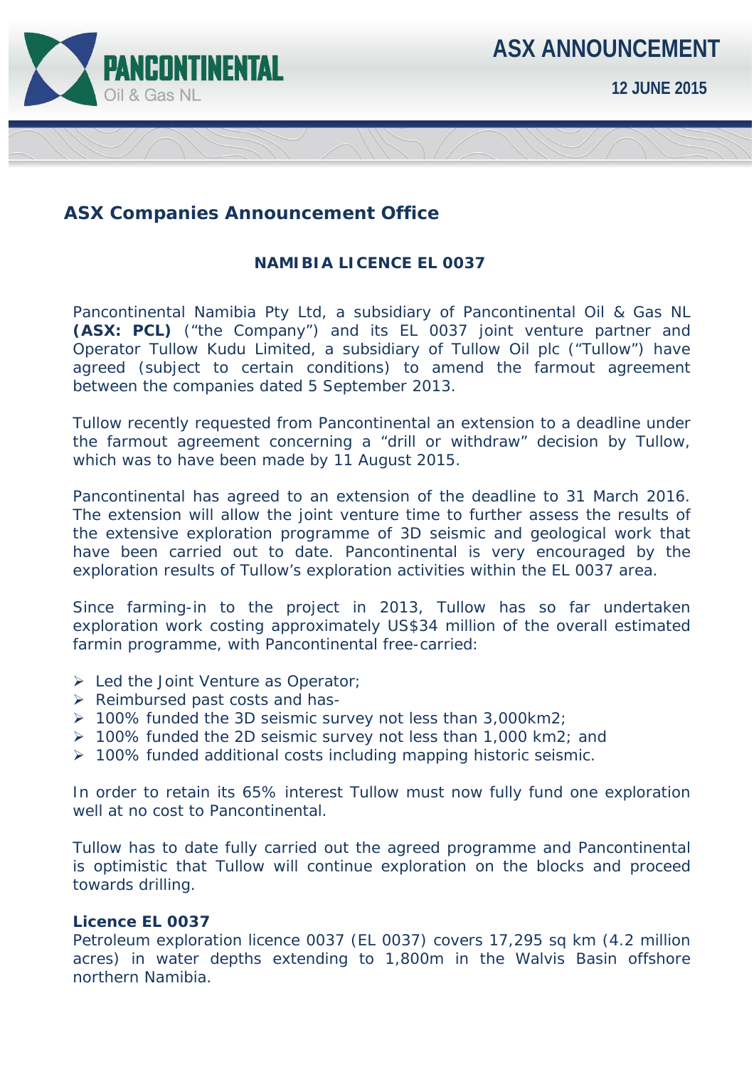**ASX ANNOUNCEMENT**

**12 JUNE 2015**

## ASX Companies Announcement Office

### NAMIBIA LICENCE EL 0037

Pancontinental Namibia Pty Ltd, a subsidiary of Pancontinental Oil & Gas NL **(ASX: PCL)** ("the Company") and its EL 0037 joint venture partner and Operator Tullow Kudu Limited, a subsidiary of Tullow Oil plc ("Tullow") have agreed (subject to certain conditions) to amend the farmout agreement between the companies dated 5 September 2013.

Tullow recently requested from Pancontinental an extension to a deadline under the farmout agreement concerning a "drill or withdraw" decision by Tullow, which was to have been made by 11 August 2015.

Pancontinental has agreed to an extension of the deadline to 31 March 2016. The extension will allow the joint venture time to further assess the results of the extensive exploration programme of 3D seismic and geological work that have been carried out to date. Pancontinental is very encouraged by the exploration results of Tullow's exploration activities within the EL 0037 area.

Since farming-in to the project in 2013, Tullow has so far undertaken exploration work costing approximately US$34 million of the overall estimated farmin programme, with Pancontinental free-carried:

- Led the Joint Venture as Operator;
- Reimbursed past costs and has-
- 100% funded the 3D seismic survey not less than 3,000km2;
- 100% funded the 2D seismic survey not less than 1,000 km2; and
- 100% funded additional costs including mapping historic seismic.

In order to retain its 65% interest Tullow must now fully fund one exploration well at no cost to Pancontinental.

Tullow has to date fully carried out the agreed programme and Pancontinental is optimistic that Tullow will continue exploration on the blocks and proceed towards drilling.

**Licence EL 0037**

Petroleum exploration licence 0037 (EL 0037) covers 17,295 sq km (4.2 million acres) in water depths extending to 1,800m in the Walvis Basin offshore northern Namibia.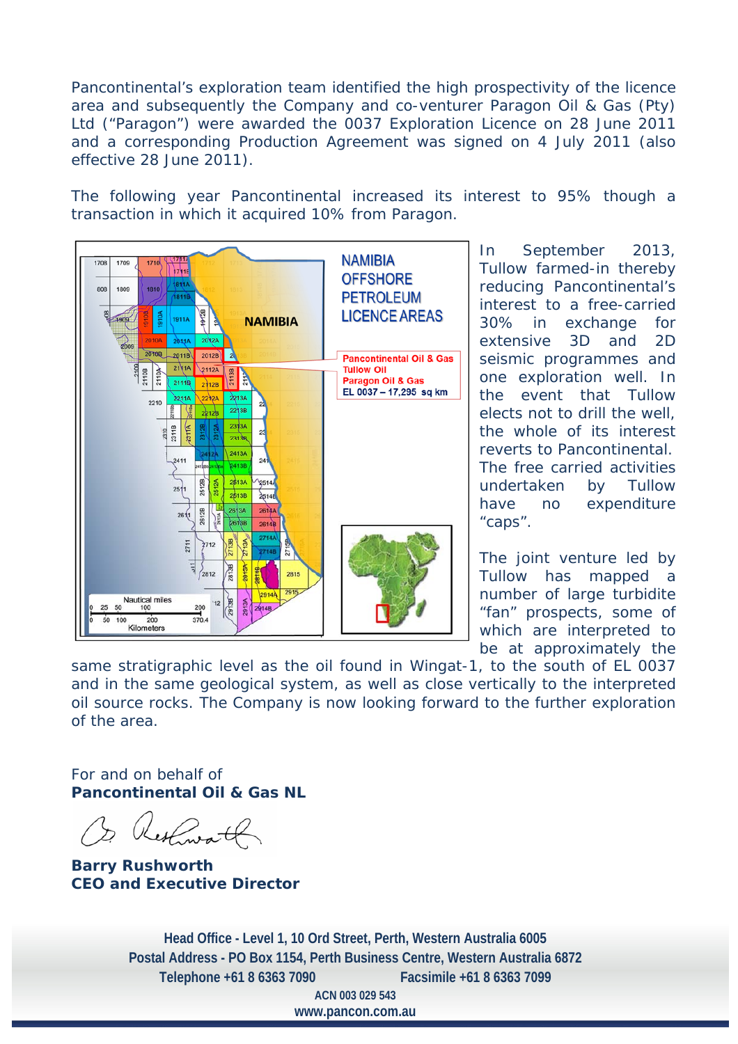Pancontinental's exploration team identified the high prospectivity of the licence area and subsequently the Company and co-venturer Paragon Oil & Gas (Pty) Ltd ("Paragon") were awarded the 0037 Exploration Licence on 28 June 2011 and a corresponding Production Agreement was signed on 4 July 2011 (also effective 28 June 2011).

The following year Pancontinental increased its interest to 95% though a transaction in which it acquired 10% from Paragon.

NAMIBIA OFFSHORE PETROLEUM LICENCE AREAS

Pancontinental Oil & Gas
Tullow Oil
Paragon Oil & Gas
EL 0037 – 17,295 sq km

In September 2013, Tullow farmed-in thereby reducing Pancontinental's interest to a free-carried 30% in exchange for extensive 3D and 2D seismic programmes and one exploration well. In the event that Tullow elects not to drill the well, the whole of its interest reverts to Pancontinental. The free carried activities undertaken by Tullow have no expenditure "caps".

The joint venture led by Tullow has mapped a number of large turbidite "fan" prospects, some of which are interpreted to be at approximately the same stratigraphic level as the oil found in Wingat-1, to the south of EL 0037 and in the same geological system, as well as close vertically to the interpreted oil source rocks. The Company is now looking forward to the further exploration of the area.

For and on behalf of
**Pancontinental Oil & Gas NL**

**Barry Rushworth**
**CEO and Executive Director**

Head Office - Level 1, 10 Ord Street, Perth, Western Australia 6005
Postal Address - PO Box 1154, Perth Business Centre, Western Australia 6872
Telephone +61 8 6363 7090 Facsimile +61 8 6363 7099
ACN 003 029 543
www.pancon.com.au